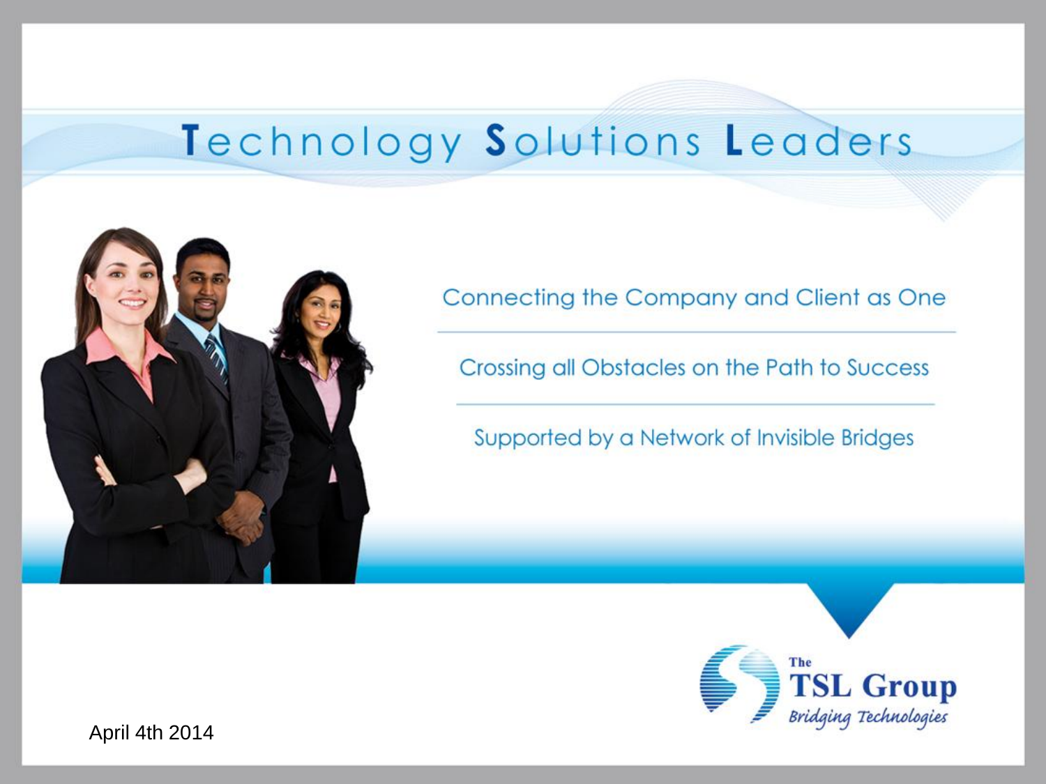# Technology Solutions Leaders

Connecting the Company and Client as One

Crossing all Obstacles on the Path to Success

Supported by a Network of Invisible Bridges

The TSL Group
*Bridging Technologies*

April 4th 2014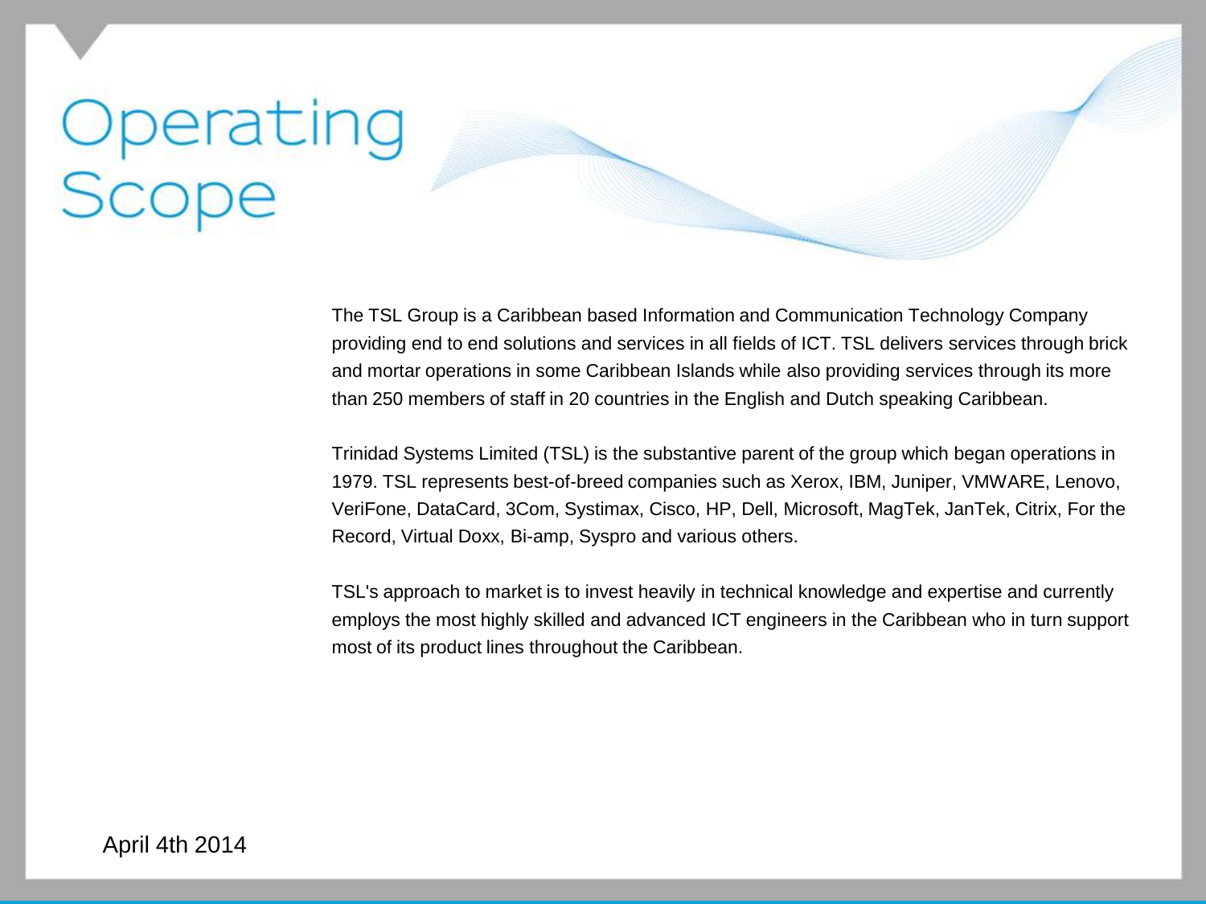# Operating Scope

The TSL Group is a Caribbean based Information and Communication Technology Company providing end to end solutions and services in all fields of ICT. TSL delivers services through brick and mortar operations in some Caribbean Islands while also providing services through its more than 250 members of staff in 20 countries in the English and Dutch speaking Caribbean.

Trinidad Systems Limited (TSL) is the substantive parent of the group which began operations in 1979. TSL represents best-of-breed companies such as Xerox, IBM, Juniper, VMWARE, Lenovo, VeriFone, DataCard, 3Com, Systimax, Cisco, HP, Dell, Microsoft, MagTek, JanTek, Citrix, For the Record, Virtual Doxx, Bi-amp, Syspro and various others.

TSL's approach to market is to invest heavily in technical knowledge and expertise and currently employs the most highly skilled and advanced ICT engineers in the Caribbean who in turn support most of its product lines throughout the Caribbean.

April 4th 2014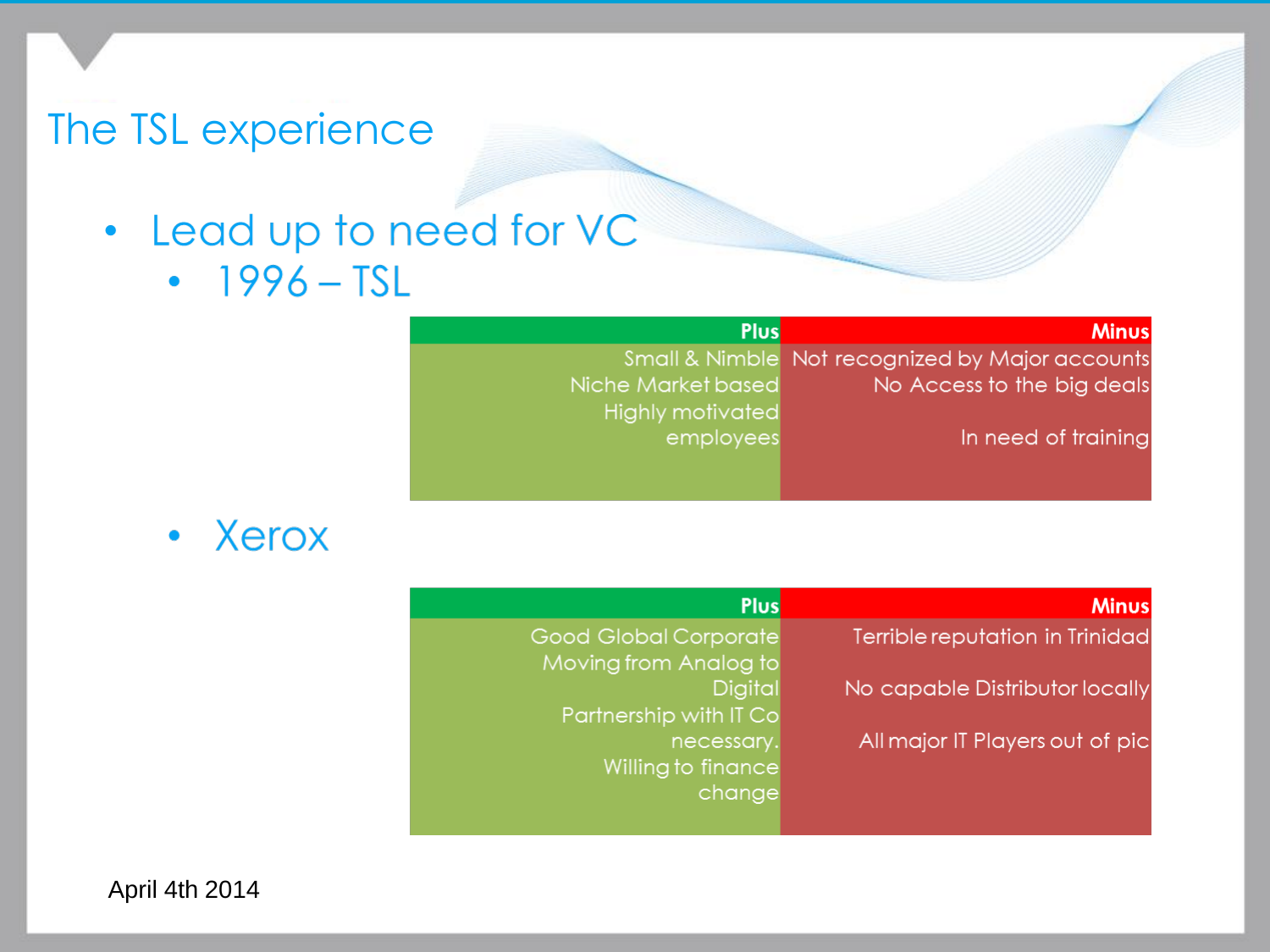# The TSL experience

- Lead up to need for VC
  - 1996 – TSL

| Plus | Minus |
| --- | --- |
| Small & Nimble | Not recognized by Major accounts |
| Niche Market based | No Access to the big deals |
| Highly motivated employees | In need of training |

  - Xerox

| Plus | Minus |
| --- | --- |
| Good Global Corporate | Terrible reputation in Trinidad |
| Moving from Analog to Digital | No capable Distributor locally |
| Partnership with IT Co necessary. | All major IT Players out of pic |
| Willing to finance change | |

April 4th 2014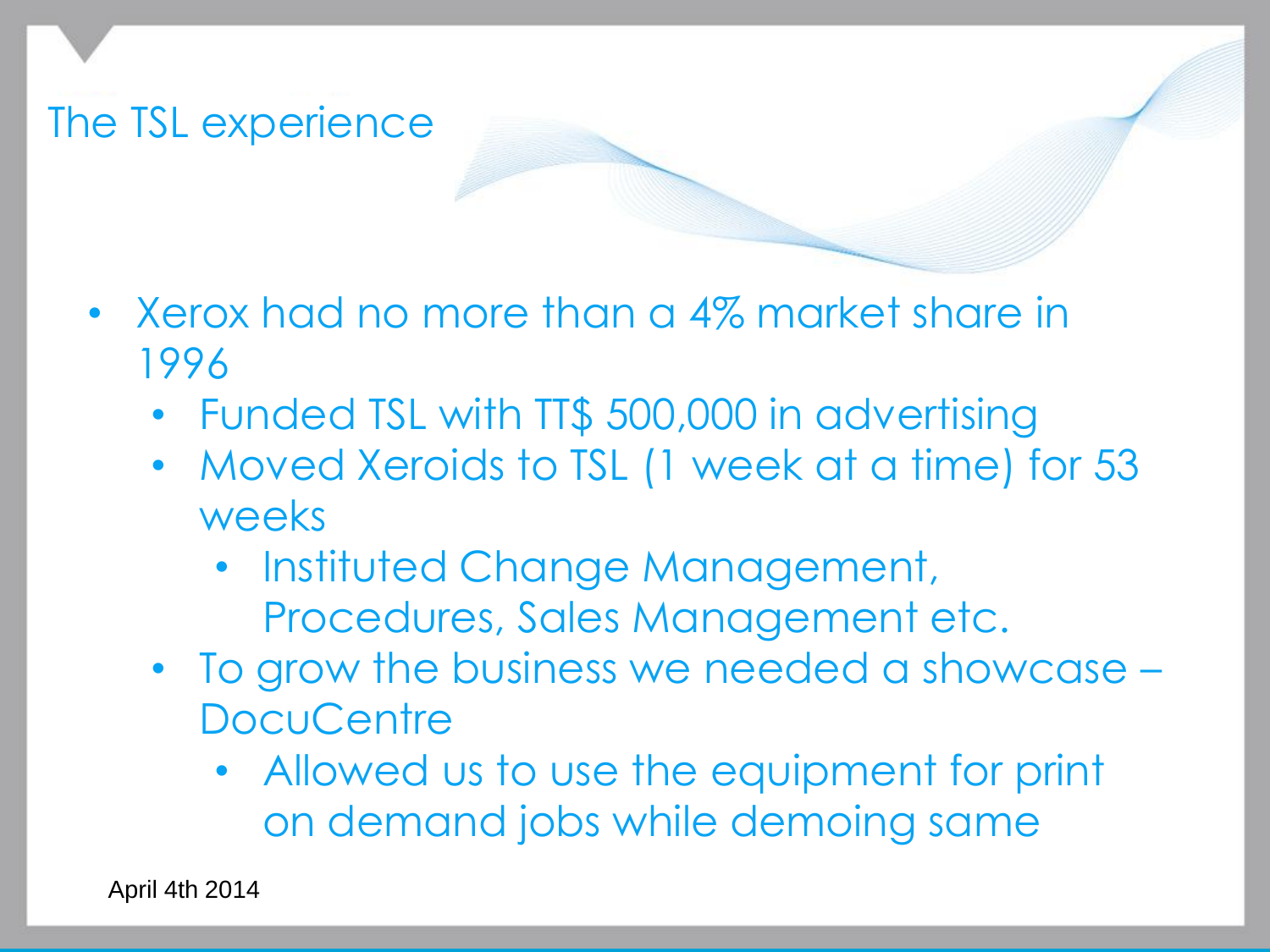## The TSL experience

- Xerox had no more than a 4% market share in 1996
  - Funded TSL with TT$ 500,000 in advertising
  - Moved Xeroids to TSL (1 week at a time) for 53 weeks
    - Instituted Change Management, Procedures, Sales Management etc.
  - To grow the business we needed a showcase – DocuCentre
    - Allowed us to use the equipment for print on demand jobs while demoing same

April 4th 2014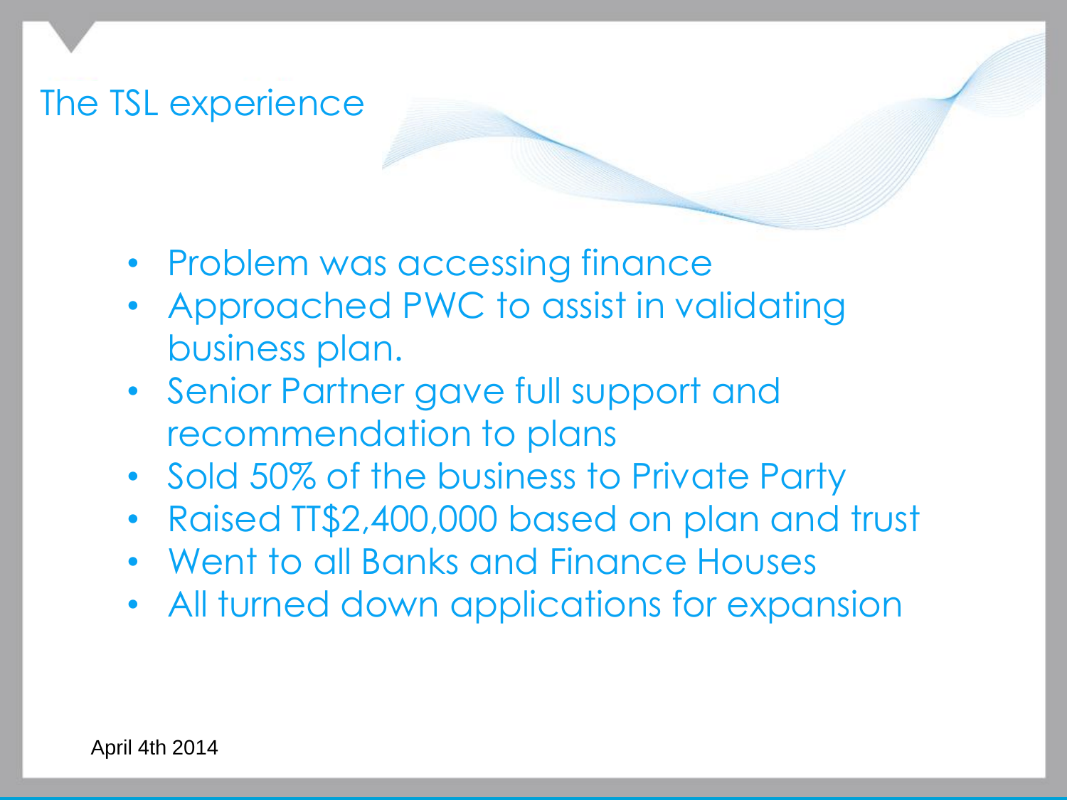# The TSL experience

- Problem was accessing finance
- Approached PWC to assist in validating business plan.
- Senior Partner gave full support and recommendation to plans
- Sold 50% of the business to Private Party
- Raised TT$2,400,000 based on plan and trust
- Went to all Banks and Finance Houses
- All turned down applications for expansion

April 4th 2014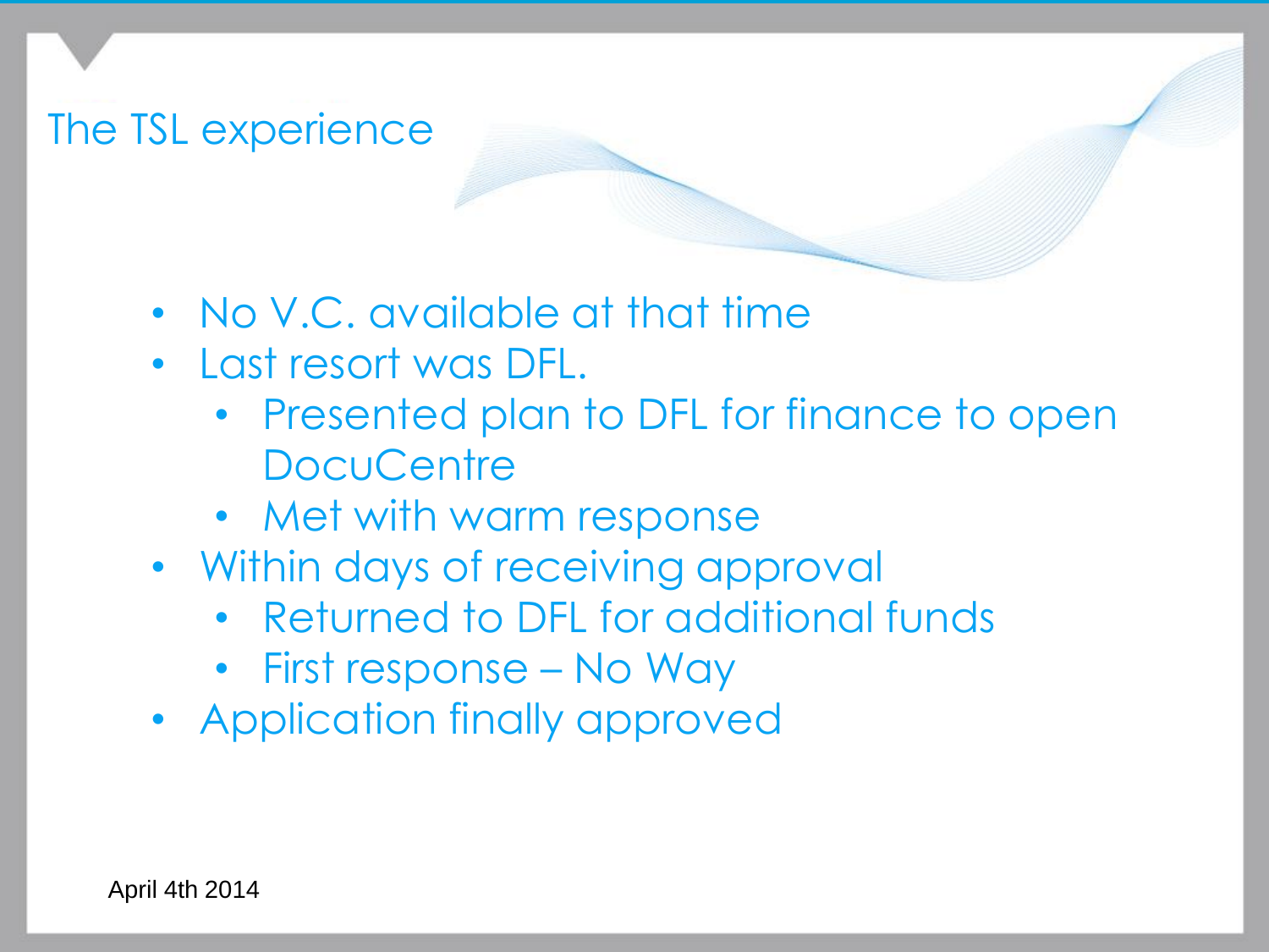# The TSL experience

- No V.C. available at that time
- Last resort was DFL.
  - Presented plan to DFL for finance to open DocuCentre
  - Met with warm response
- Within days of receiving approval
  - Returned to DFL for additional funds
  - First response – No Way
- Application finally approved

April 4th 2014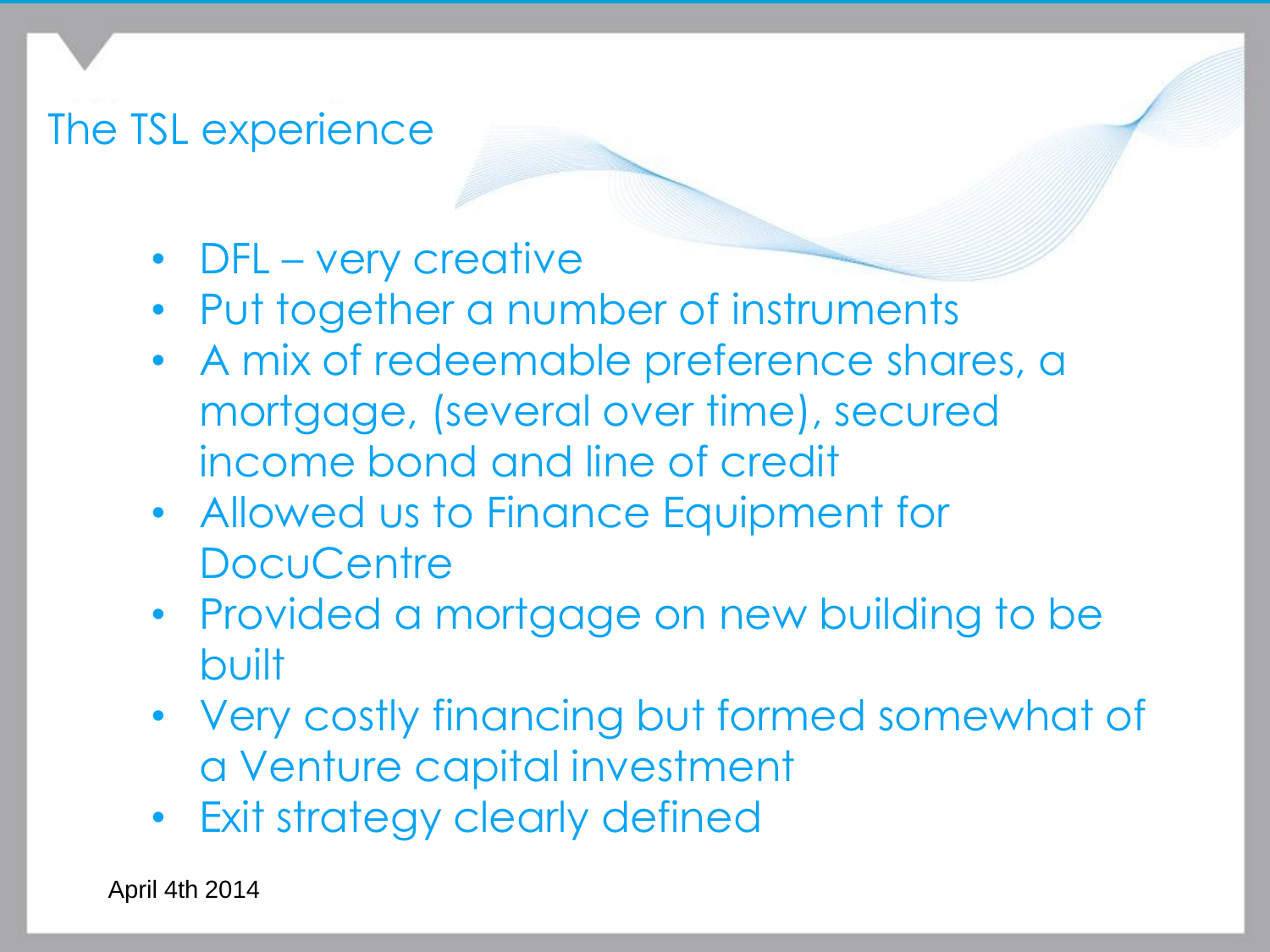# The TSL experience

- DFL – very creative
- Put together a number of instruments
- A mix of redeemable preference shares, a mortgage, (several over time), secured income bond and line of credit
- Allowed us to Finance Equipment for DocuCentre
- Provided a mortgage on new building to be built
- Very costly financing but formed somewhat of a Venture capital investment
- Exit strategy clearly defined

April 4th 2014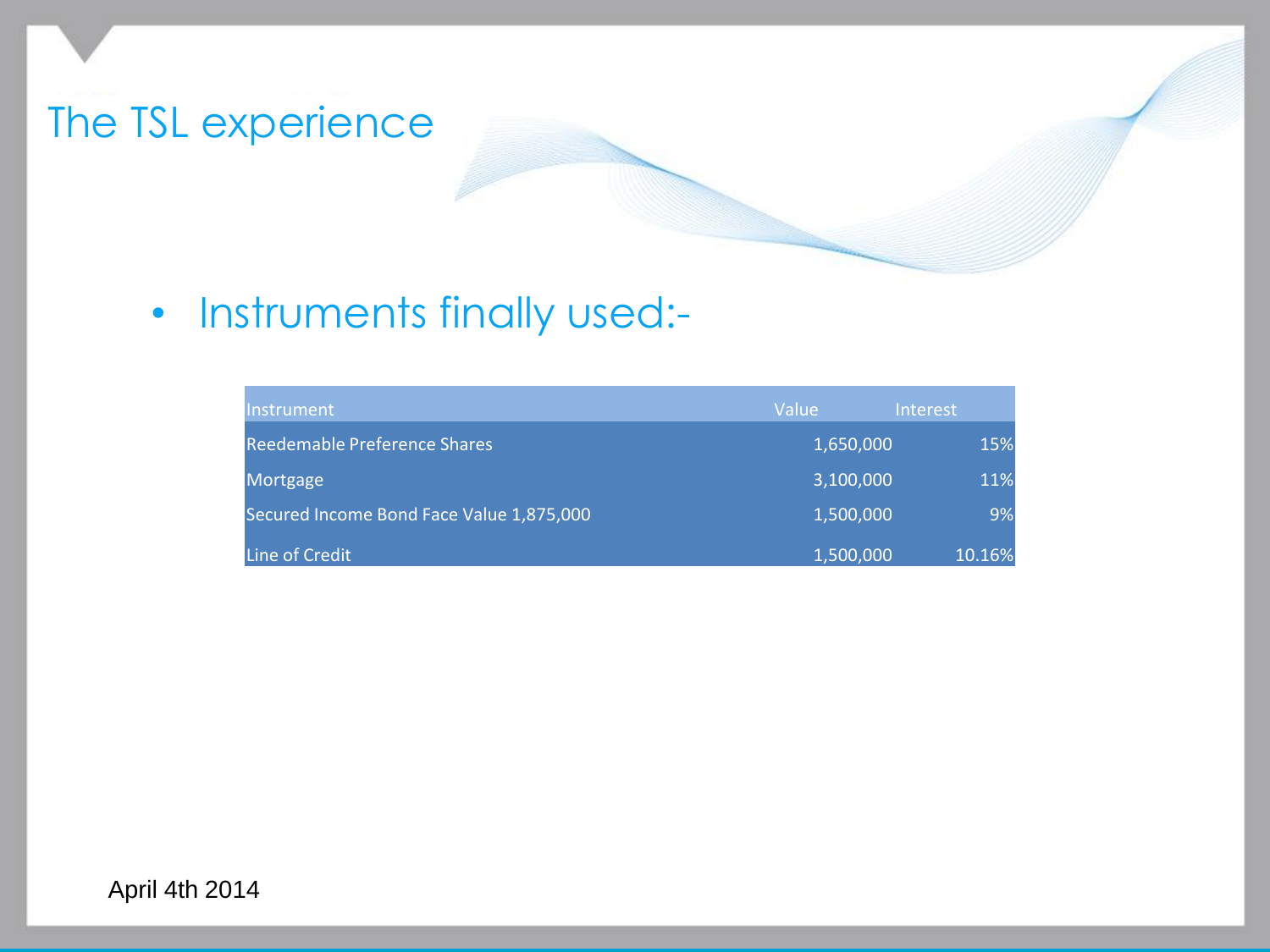# The TSL experience

- Instruments finally used:-

| Instrument | Value | Interest |
|---|---|---|
| Reedemable Preference Shares | 1,650,000 | 15% |
| Mortgage | 3,100,000 | 11% |
| Secured Income Bond Face Value 1,875,000 | 1,500,000 | 9% |
| Line of Credit | 1,500,000 | 10.16% |

April 4th 2014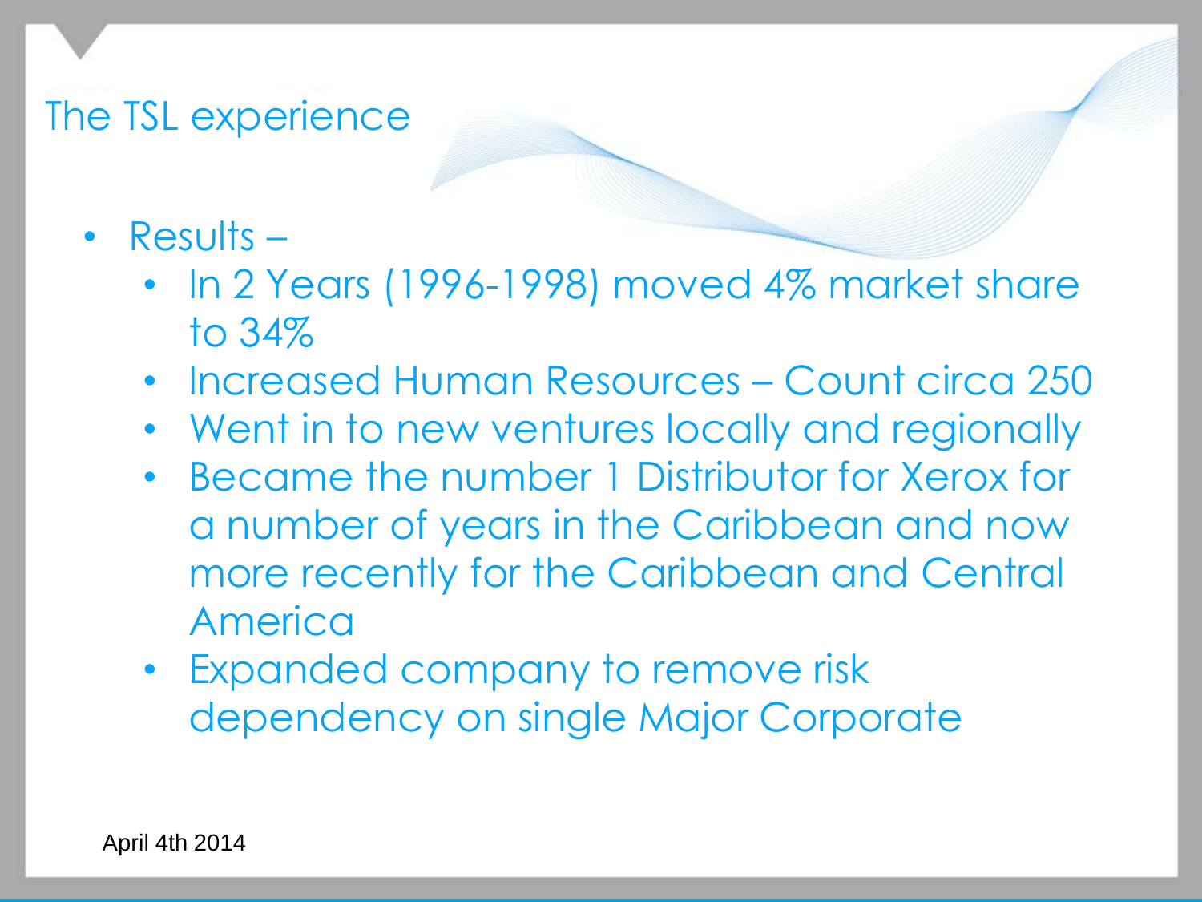# The TSL experience

- Results –
  - In 2 Years (1996-1998) moved 4% market share to 34%
  - Increased Human Resources – Count circa 250
  - Went in to new ventures locally and regionally
  - Became the number 1 Distributor for Xerox for a number of years in the Caribbean and now more recently for the Caribbean and Central America
  - Expanded company to remove risk dependency on single Major Corporate

April 4th 2014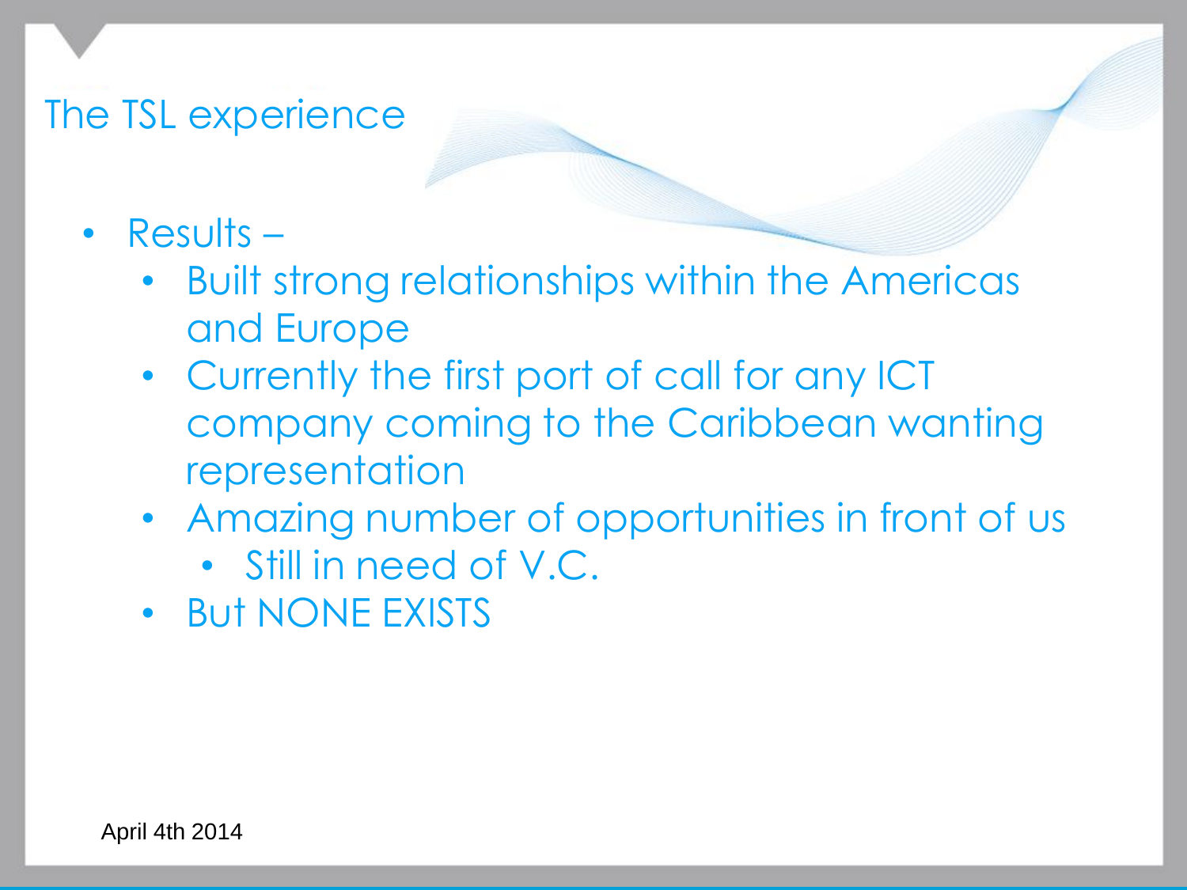# The TSL experience

- Results –
  - Built strong relationships within the Americas and Europe
  - Currently the first port of call for any ICT company coming to the Caribbean wanting representation
  - Amazing number of opportunities in front of us
    - Still in need of V.C.
  - But NONE EXISTS

April 4th 2014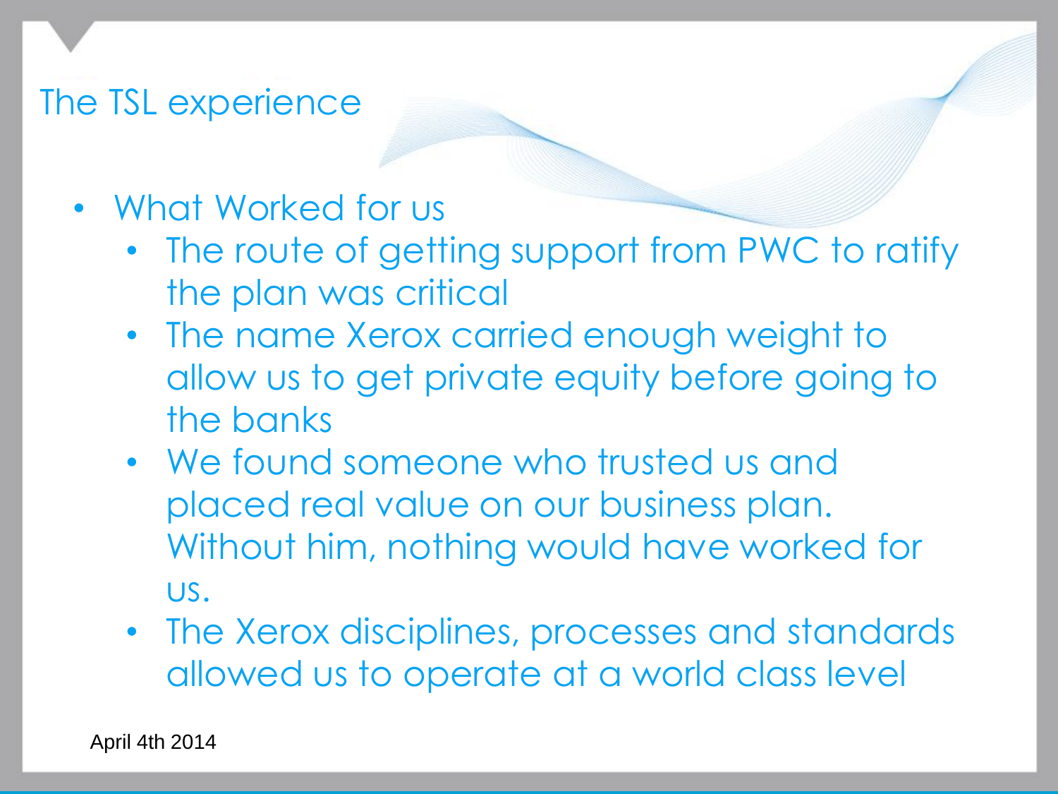# The TSL experience

- What Worked for us
  - The route of getting support from PWC to ratify the plan was critical
  - The name Xerox carried enough weight to allow us to get private equity before going to the banks
  - We found someone who trusted us and placed real value on our business plan. Without him, nothing would have worked for us.
  - The Xerox disciplines, processes and standards allowed us to operate at a world class level

April 4th 2014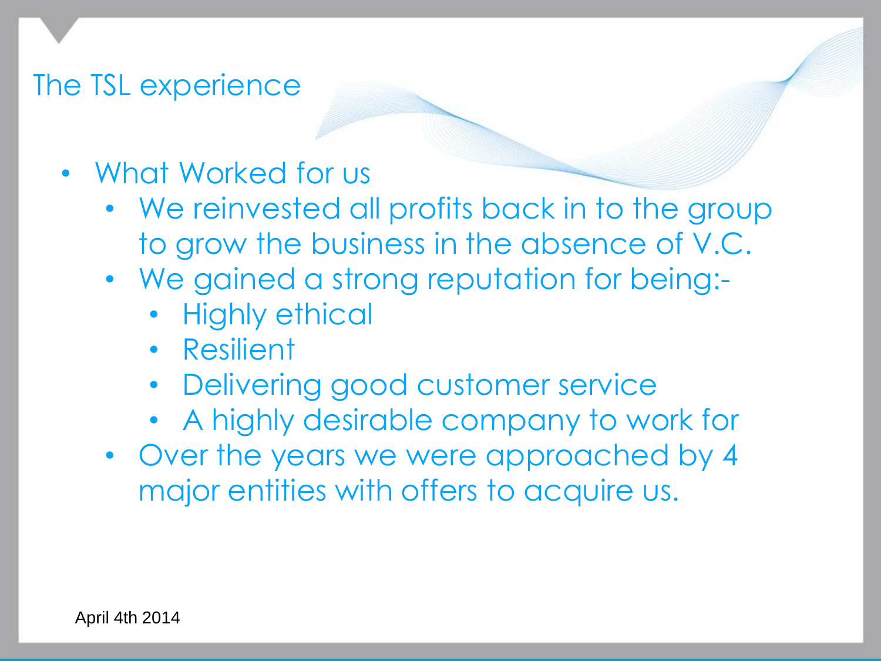# The TSL experience

- What Worked for us
  - We reinvested all profits back in to the group to grow the business in the absence of V.C.
  - We gained a strong reputation for being:-
    - Highly ethical
    - Resilient
    - Delivering good customer service
    - A highly desirable company to work for
  - Over the years we were approached by 4 major entities with offers to acquire us.

April 4th 2014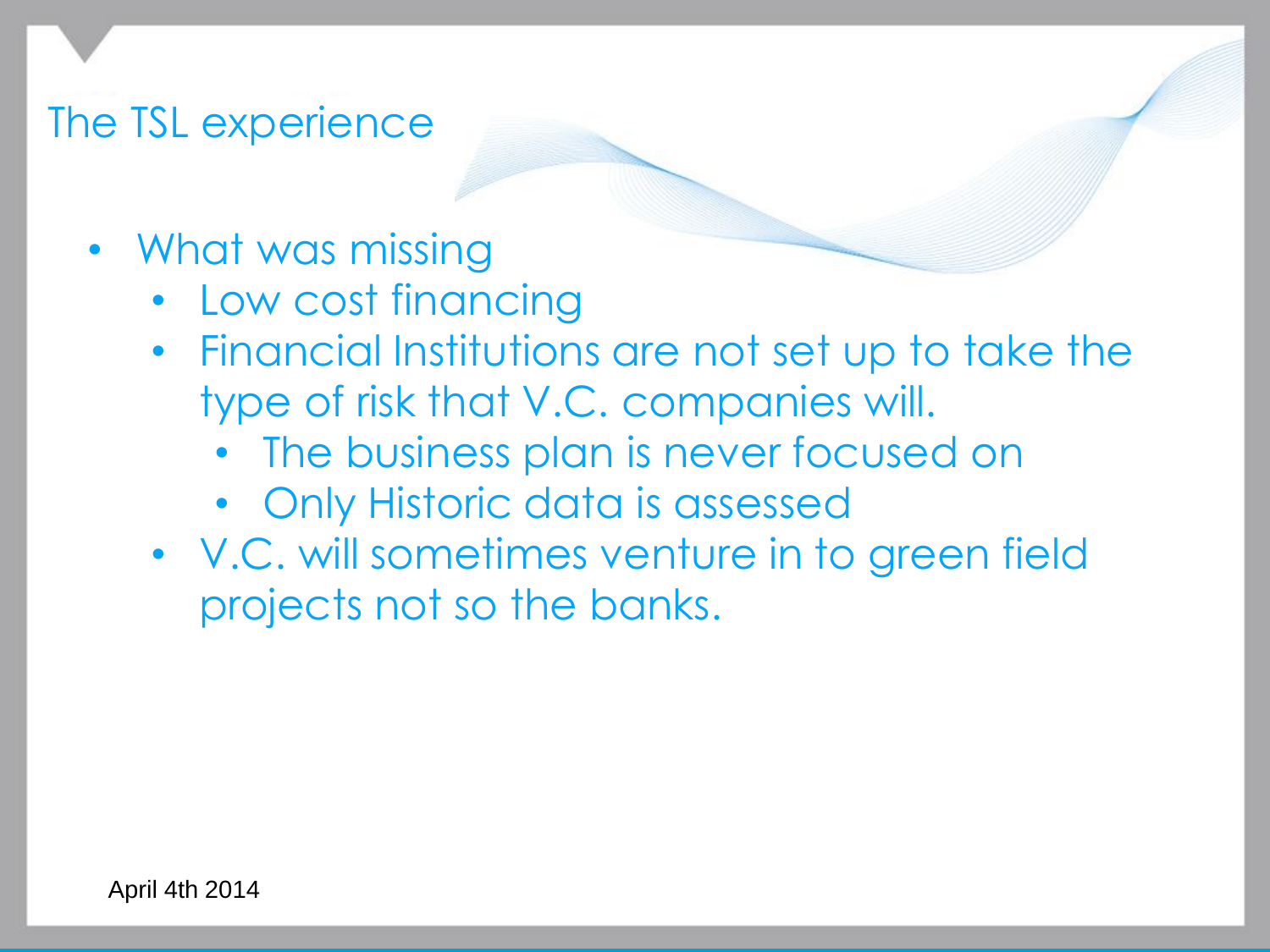# The TSL experience

- What was missing
  - Low cost financing
  - Financial Institutions are not set up to take the type of risk that V.C. companies will.
    - The business plan is never focused on
    - Only Historic data is assessed
  - V.C. will sometimes venture in to green field projects not so the banks.

April 4th 2014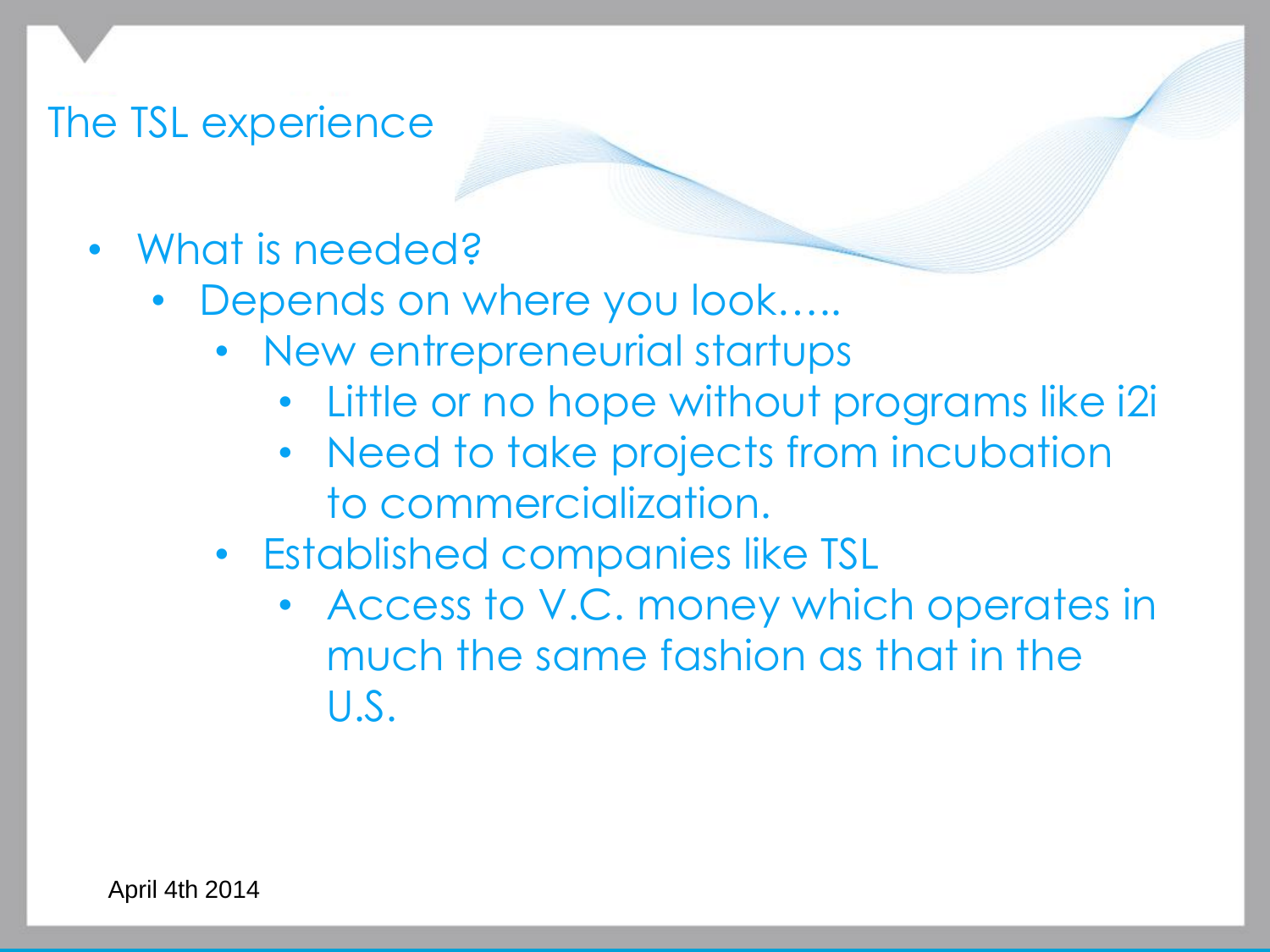# The TSL experience

- What is needed?
  - Depends on where you look…..
    - New entrepreneurial startups
      - Little or no hope without programs like i2i
      - Need to take projects from incubation to commercialization.
    - Established companies like TSL
      - Access to V.C. money which operates in much the same fashion as that in the U.S.

April 4th 2014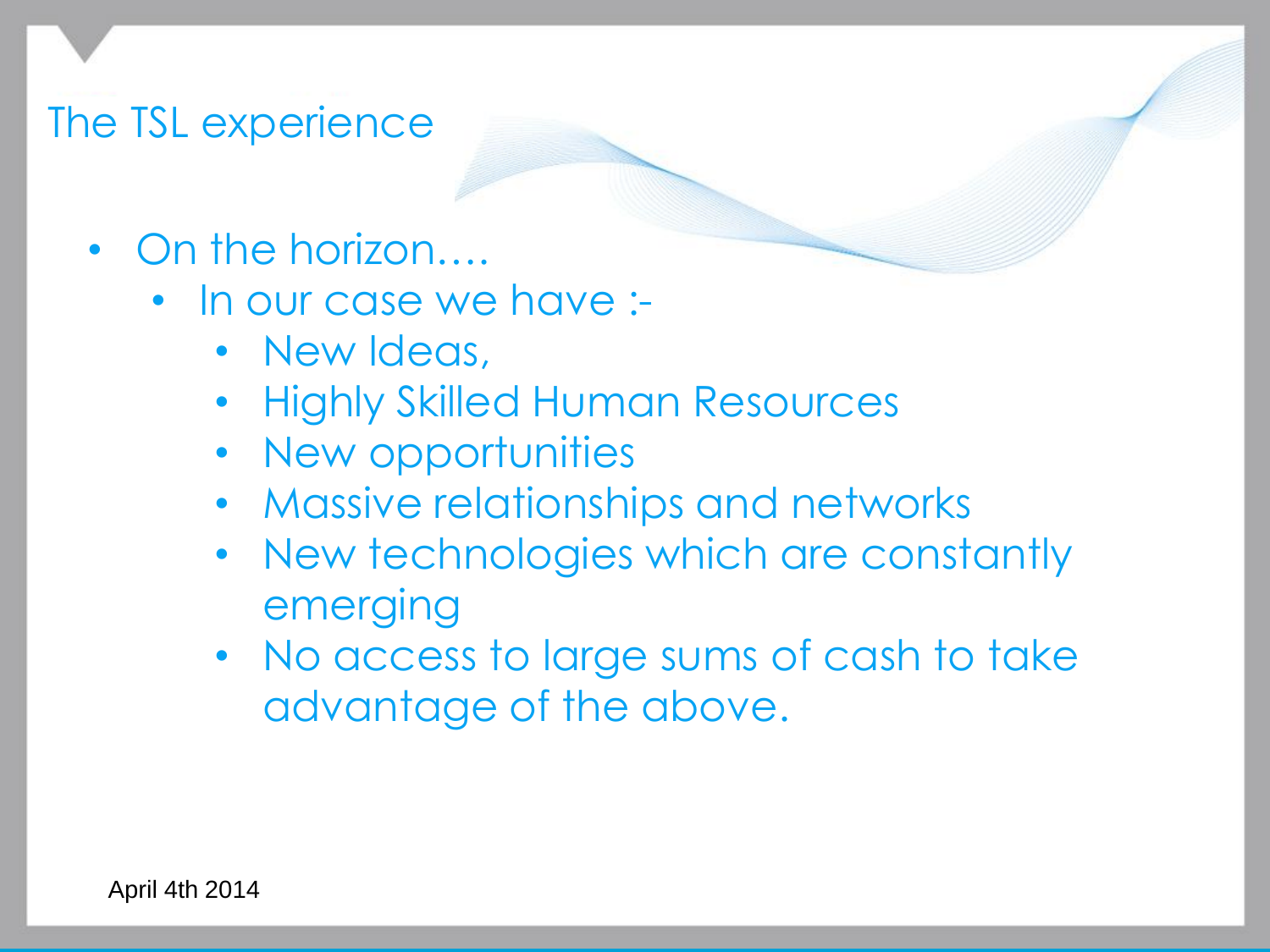# The TSL experience

- On the horizon….
  - In our case we have :-
    - New Ideas,
    - Highly Skilled Human Resources
    - New opportunities
    - Massive relationships and networks
    - New technologies which are constantly emerging
    - No access to large sums of cash to take advantage of the above.

April 4th 2014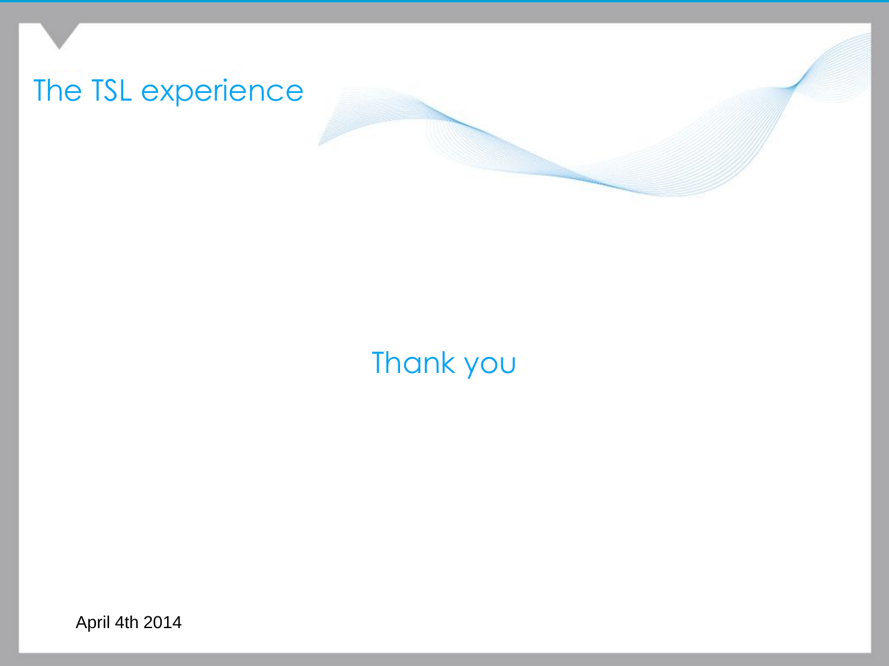# The TSL experience

Thank you

April 4th 2014